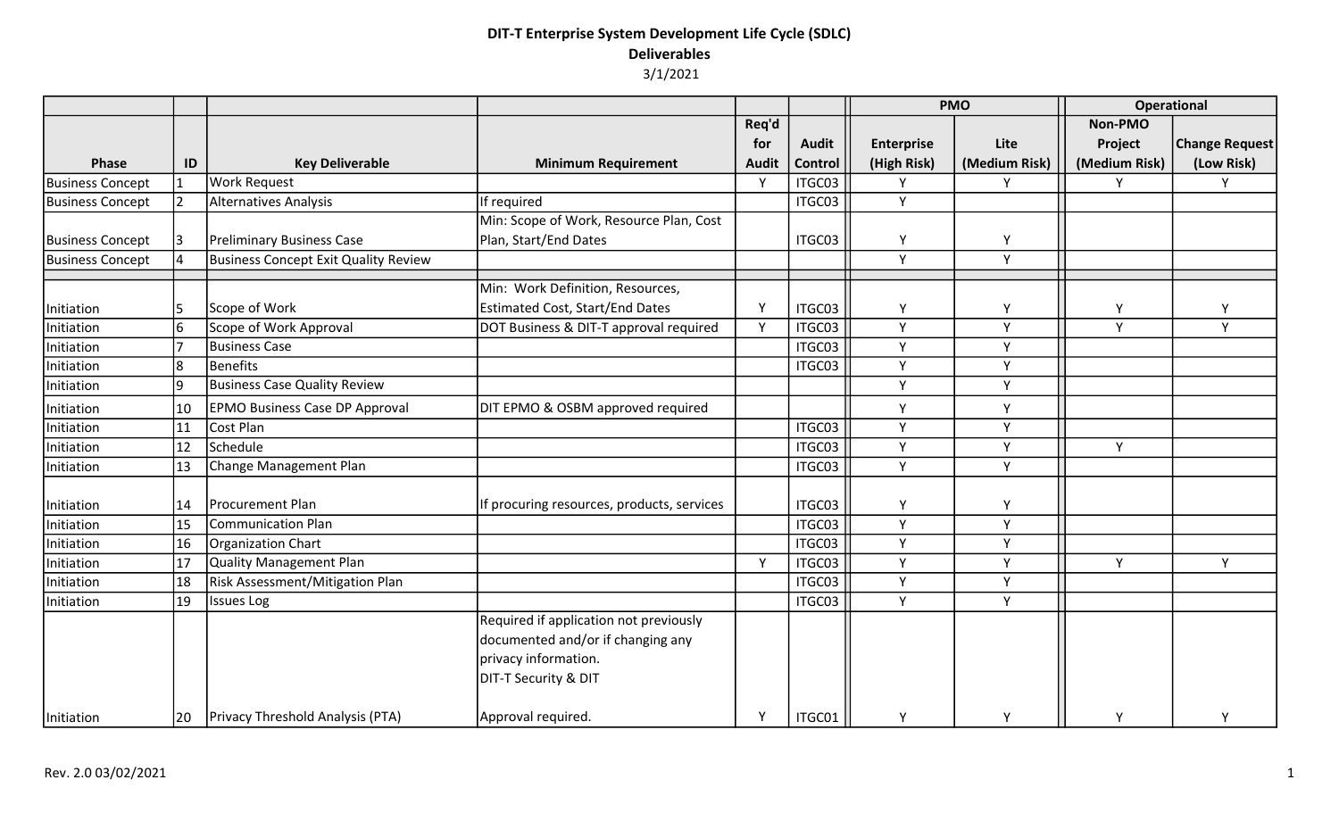# DIT-T Enterprise System Development Life Cycle (SDLC)

## Deliverables

3/1/2021

| | | | | | | PMO | | Operational | |
|---|---|---|---|---|---|---|---|---|---|
| **Phase** | **ID** | **Key Deliverable** | **Minimum Requirement** | **Req'd for Audit** | **Audit Control** | **Enterprise (High Risk)** | **Lite (Medium Risk)** | **Non-PMO Project (Medium Risk)** | **Change Request (Low Risk)** |
| Business Concept | 1 | Work Request | | Y | ITGC03 | Y | Y | Y | Y |
| Business Concept | 2 | Alternatives Analysis | If required | | ITGC03 | Y | | | |
| Business Concept | 3 | Preliminary Business Case | Min: Scope of Work, Resource Plan, Cost Plan, Start/End Dates | | ITGC03 | Y | Y | | |
| Business Concept | 4 | Business Concept Exit Quality Review | | | | Y | Y | | |
| | | | | | | | | | |
| Initiation | 5 | Scope of Work | Min: Work Definition, Resources, Estimated Cost, Start/End Dates | Y | ITGC03 | Y | Y | Y | Y |
| Initiation | 6 | Scope of Work Approval | DOT Business & DIT-T approval required | Y | ITGC03 | Y | Y | Y | Y |
| Initiation | 7 | Business Case | | | ITGC03 | Y | Y | | |
| Initiation | 8 | Benefits | | | ITGC03 | Y | Y | | |
| Initiation | 9 | Business Case Quality Review | | | | Y | Y | | |
| Initiation | 10 | EPMO Business Case DP Approval | DIT EPMO & OSBM approved required | | | Y | Y | | |
| Initiation | 11 | Cost Plan | | | ITGC03 | Y | Y | | |
| Initiation | 12 | Schedule | | | ITGC03 | Y | Y | Y | |
| Initiation | 13 | Change Management Plan | | | ITGC03 | Y | Y | | |
| Initiation | 14 | Procurement Plan | If procuring resources, products, services | | ITGC03 | Y | Y | | |
| Initiation | 15 | Communication Plan | | | ITGC03 | Y | Y | | |
| Initiation | 16 | Organization Chart | | | ITGC03 | Y | Y | | |
| Initiation | 17 | Quality Management Plan | | Y | ITGC03 | Y | Y | Y | Y |
| Initiation | 18 | Risk Assessment/Mitigation Plan | | | ITGC03 | Y | Y | | |
| Initiation | 19 | Issues Log | | | ITGC03 | Y | Y | | |
| Initiation | 20 | Privacy Threshold Analysis (PTA) | Required if application not previously documented and/or if changing any privacy information. DIT-T Security & DIT Approval required. | Y | ITGC01 | Y | Y | Y | Y |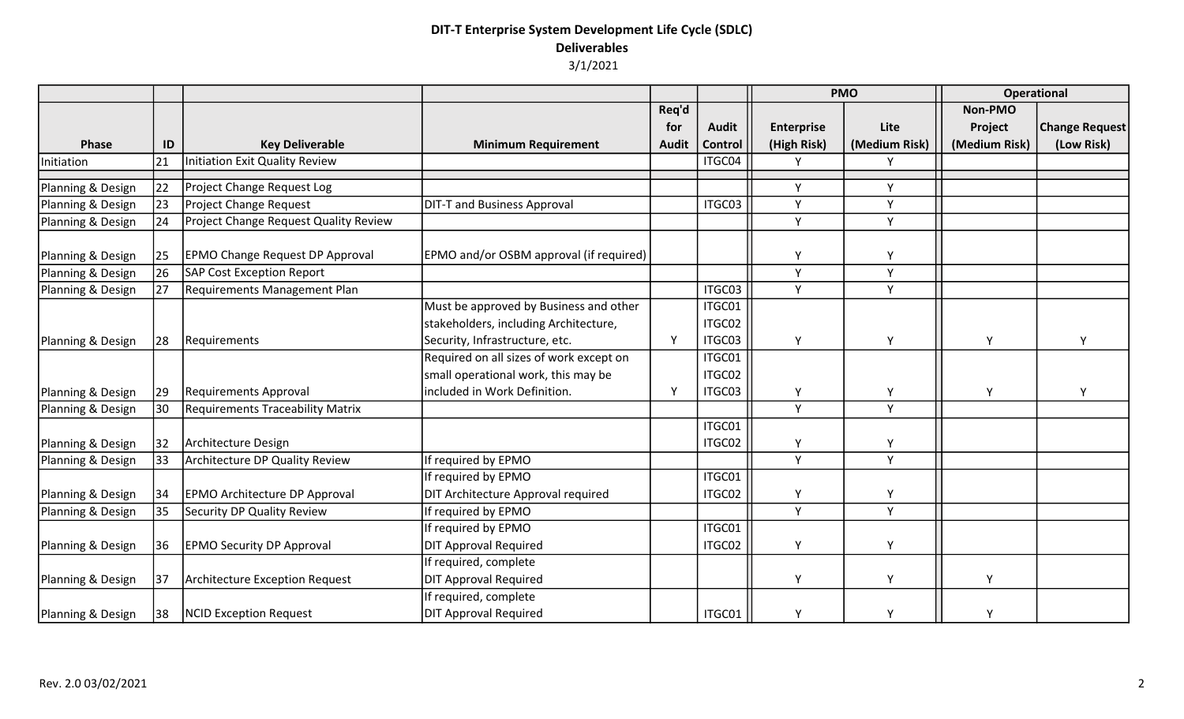# DIT-T Enterprise System Development Life Cycle (SDLC)

## Deliverables

3/1/2021

| | | | | | | PMO | | Operational | |
|---|---|---|---|---|---|---|---|---|---|
| Phase | ID | Key Deliverable | Minimum Requirement | Req'd for Audit | Audit Control | Enterprise (High Risk) | Lite (Medium Risk) | Non-PMO Project (Medium Risk) | Change Request (Low Risk) |
| Initiation | 21 | Initiation Exit Quality Review | | | ITGC04 | Y | Y | | |
| | | | | | | | | | |
| Planning & Design | 22 | Project Change Request Log | | | | Y | Y | | |
| Planning & Design | 23 | Project Change Request | DIT-T and Business Approval | | ITGC03 | Y | Y | | |
| Planning & Design | 24 | Project Change Request Quality Review | | | | Y | Y | | |
| Planning & Design | 25 | EPMO Change Request DP Approval | EPMO and/or OSBM approval (if required) | | | Y | Y | | |
| Planning & Design | 26 | SAP Cost Exception Report | | | | Y | Y | | |
| Planning & Design | 27 | Requirements Management Plan | | | ITGC03 | Y | Y | | |
| Planning & Design | 28 | Requirements | Must be approved by Business and other stakeholders, including Architecture, Security, Infrastructure, etc. | Y | ITGC01 ITGC02 ITGC03 | Y | Y | Y | Y |
| Planning & Design | 29 | Requirements Approval | Required on all sizes of work except on small operational work, this may be included in Work Definition. | Y | ITGC01 ITGC02 ITGC03 | Y | Y | Y | Y |
| Planning & Design | 30 | Requirements Traceability Matrix | | | | Y | Y | | |
| Planning & Design | 32 | Architecture Design | | | ITGC01 ITGC02 | Y | Y | | |
| Planning & Design | 33 | Architecture DP Quality Review | If required by EPMO | | | Y | Y | | |
| Planning & Design | 34 | EPMO Architecture DP Approval | If required by EPMO DIT Architecture Approval required | | ITGC01 ITGC02 | Y | Y | | |
| Planning & Design | 35 | Security DP Quality Review | If required by EPMO | | | Y | Y | | |
| Planning & Design | 36 | EPMO Security DP Approval | If required by EPMO DIT Approval Required | | ITGC01 ITGC02 | Y | Y | | |
| Planning & Design | 37 | Architecture Exception Request | If required, complete DIT Approval Required | | | Y | Y | Y | |
| Planning & Design | 38 | NCID Exception Request | If required, complete DIT Approval Required | | ITGC01 | Y | Y | Y | |

Rev. 2.0 03/02/2021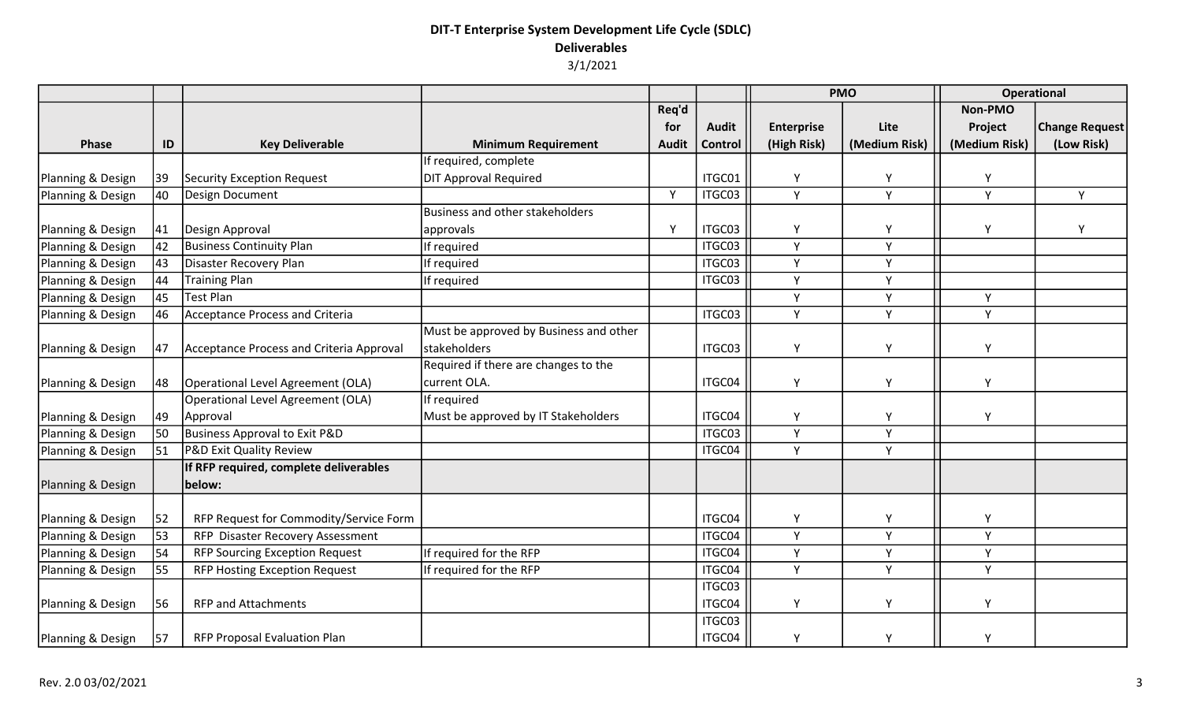# DIT-T Enterprise System Development Life Cycle (SDLC)

## Deliverables

3/1/2021

| | | | | | | PMO | | Operational | |
|---|---|---|---|---|---|---|---|---|---|
| **Phase** | **ID** | **Key Deliverable** | **Minimum Requirement** | **Req'd for Audit** | **Audit Control** | **Enterprise (High Risk)** | **Lite (Medium Risk)** | **Non-PMO Project (Medium Risk)** | **Change Request (Low Risk)** |
| Planning & Design | 39 | Security Exception Request | If required, complete DIT Approval Required | | ITGC01 | Y | Y | Y | |
| Planning & Design | 40 | Design Document | | Y | ITGC03 | Y | Y | Y | Y |
| Planning & Design | 41 | Design Approval | Business and other stakeholders approvals | Y | ITGC03 | Y | Y | Y | Y |
| Planning & Design | 42 | Business Continuity Plan | If required | | ITGC03 | Y | Y | | |
| Planning & Design | 43 | Disaster Recovery Plan | If required | | ITGC03 | Y | Y | | |
| Planning & Design | 44 | Training Plan | If required | | ITGC03 | Y | Y | | |
| Planning & Design | 45 | Test Plan | | | | Y | Y | Y | |
| Planning & Design | 46 | Acceptance Process and Criteria | | | ITGC03 | Y | Y | Y | |
| Planning & Design | 47 | Acceptance Process and Criteria Approval | Must be approved by Business and other stakeholders | | ITGC03 | Y | Y | Y | |
| Planning & Design | 48 | Operational Level Agreement (OLA) | Required if there are changes to the current OLA. | | ITGC04 | Y | Y | Y | |
| Planning & Design | 49 | Operational Level Agreement (OLA) Approval | If required Must be approved by IT Stakeholders | | ITGC04 | Y | Y | Y | |
| Planning & Design | 50 | Business Approval to Exit P&D | | | ITGC03 | Y | Y | | |
| Planning & Design | 51 | P&D Exit Quality Review | | | ITGC04 | Y | Y | | |
| Planning & Design | | **If RFP required, complete deliverables below:** | | | | | | | |
| Planning & Design | 52 | RFP Request for Commodity/Service Form | | | ITGC04 | Y | Y | Y | |
| Planning & Design | 53 | RFP Disaster Recovery Assessment | | | ITGC04 | Y | Y | Y | |
| Planning & Design | 54 | RFP Sourcing Exception Request | If required for the RFP | | ITGC04 | Y | Y | Y | |
| Planning & Design | 55 | RFP Hosting Exception Request | If required for the RFP | | ITGC04 | Y | Y | Y | |
| Planning & Design | 56 | RFP and Attachments | | | ITGC03 ITGC04 | Y | Y | Y | |
| Planning & Design | 57 | RFP Proposal Evaluation Plan | | | ITGC03 ITGC04 | Y | Y | Y | |

Rev. 2.0 03/02/2021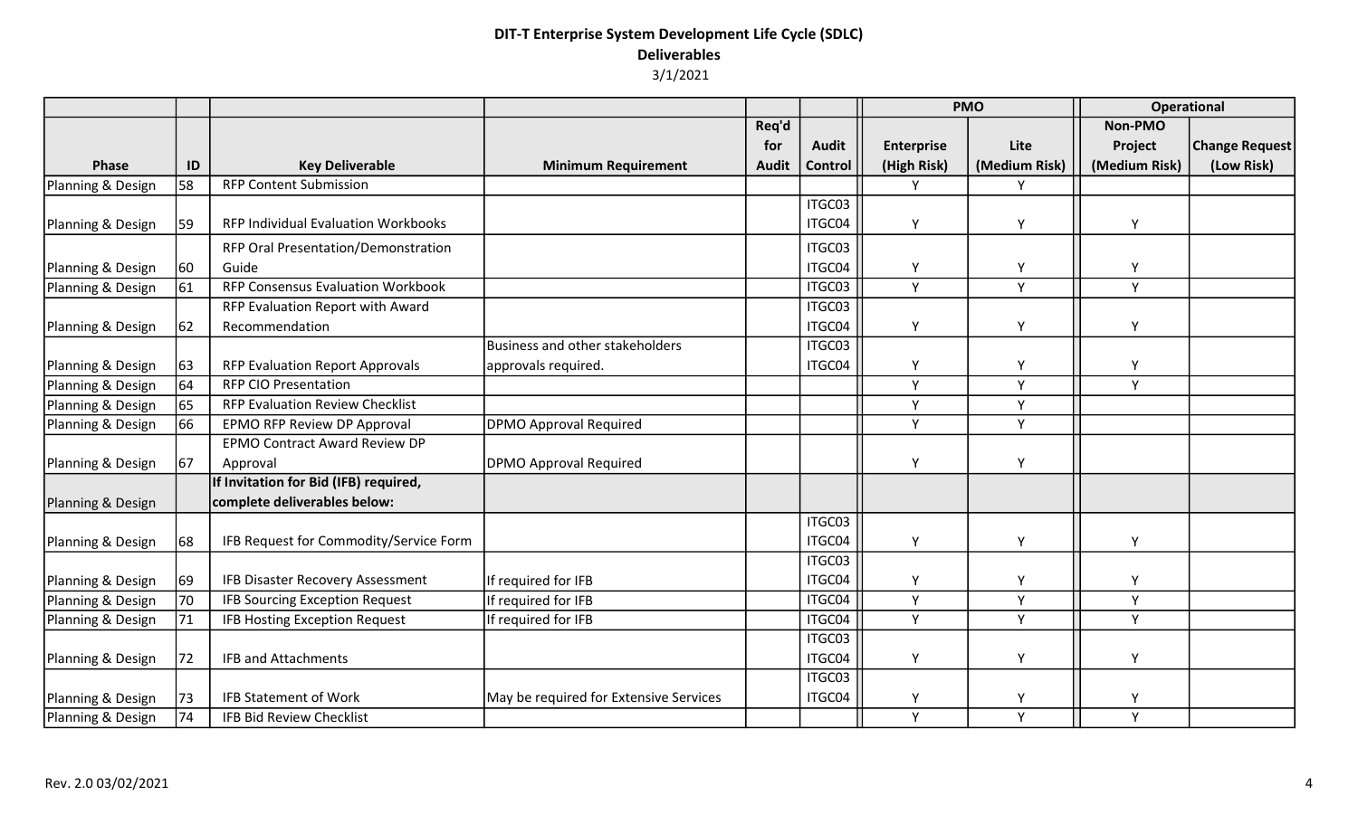# DIT-T Enterprise System Development Life Cycle (SDLC)

## Deliverables

3/1/2021

| | | | | | | PMO | | Operational | |
|---|---|---|---|---|---|---|---|---|---|
| **Phase** | **ID** | **Key Deliverable** | **Minimum Requirement** | **Req'd for Audit** | **Audit Control** | **Enterprise (High Risk)** | **Lite (Medium Risk)** | **Non-PMO Project (Medium Risk)** | **Change Request (Low Risk)** |
| Planning & Design | 58 | RFP Content Submission | | | | Y | Y | | |
| Planning & Design | 59 | RFP Individual Evaluation Workbooks | | | ITGC03 ITGC04 | Y | Y | Y | |
| Planning & Design | 60 | RFP Oral Presentation/Demonstration Guide | | | ITGC03 ITGC04 | Y | Y | Y | |
| Planning & Design | 61 | RFP Consensus Evaluation Workbook | | | ITGC03 | Y | Y | Y | |
| Planning & Design | 62 | RFP Evaluation Report with Award Recommendation | | | ITGC03 ITGC04 | Y | Y | Y | |
| Planning & Design | 63 | RFP Evaluation Report Approvals | Business and other stakeholders approvals required. | | ITGC03 ITGC04 | Y | Y | Y | |
| Planning & Design | 64 | RFP CIO Presentation | | | | Y | Y | Y | |
| Planning & Design | 65 | RFP Evaluation Review Checklist | | | | Y | Y | | |
| Planning & Design | 66 | EPMO RFP Review DP Approval | DPMO Approval Required | | | Y | Y | | |
| Planning & Design | 67 | EPMO Contract Award Review DP Approval | DPMO Approval Required | | | Y | Y | | |
| Planning & Design | | **If Invitation for Bid (IFB) required, complete deliverables below:** | | | | | | | |
| Planning & Design | 68 | IFB Request for Commodity/Service Form | | | ITGC03 ITGC04 | Y | Y | Y | |
| Planning & Design | 69 | IFB Disaster Recovery Assessment | If required for IFB | | ITGC03 ITGC04 | Y | Y | Y | |
| Planning & Design | 70 | IFB Sourcing Exception Request | If required for IFB | | ITGC04 | Y | Y | Y | |
| Planning & Design | 71 | IFB Hosting Exception Request | If required for IFB | | ITGC04 | Y | Y | Y | |
| Planning & Design | 72 | IFB and Attachments | | | ITGC03 ITGC04 | Y | Y | Y | |
| Planning & Design | 73 | IFB Statement of Work | May be required for Extensive Services | | ITGC03 ITGC04 | Y | Y | Y | |
| Planning & Design | 74 | IFB Bid Review Checklist | | | | Y | Y | Y | |

Rev. 2.0 03/02/2021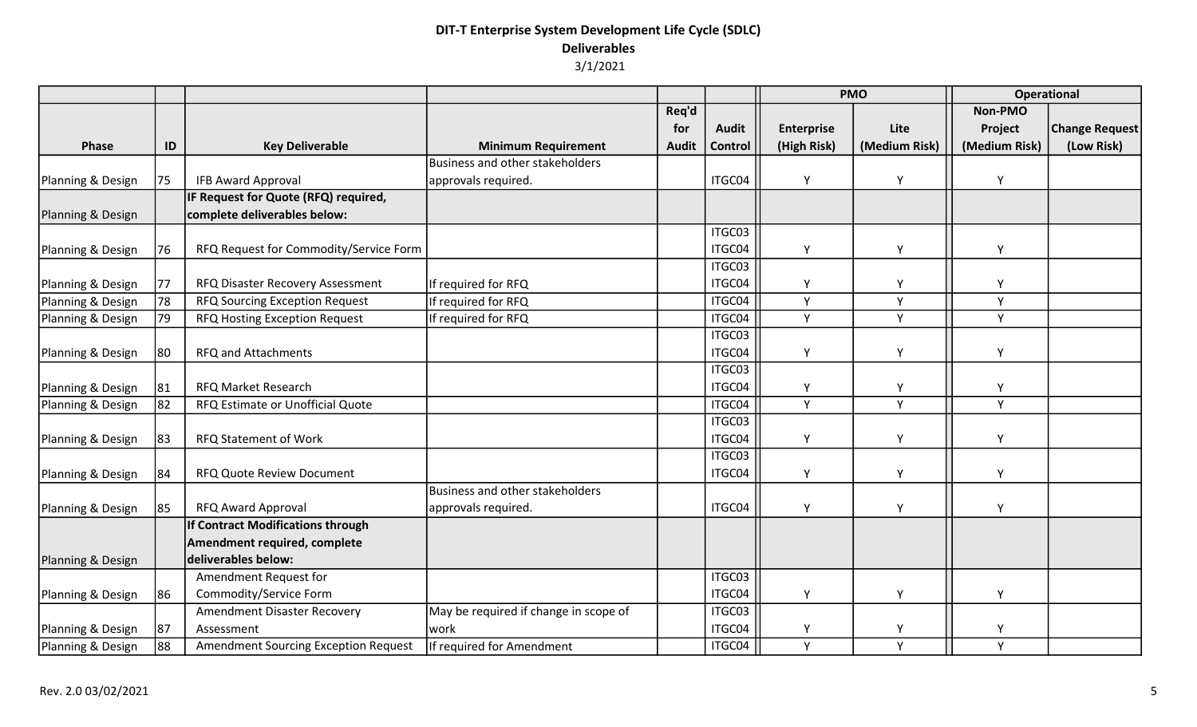# DIT-T Enterprise System Development Life Cycle (SDLC)

## Deliverables

3/1/2021

| | | | | | | PMO | | Operational | |
|---|---|---|---|---|---|---|---|---|---|
| **Phase** | **ID** | **Key Deliverable** | **Minimum Requirement** | **Req'd for Audit** | **Audit Control** | **Enterprise (High Risk)** | **Lite (Medium Risk)** | **Non-PMO Project (Medium Risk)** | **Change Request (Low Risk)** |
| Planning & Design | 75 | IFB Award Approval | Business and other stakeholders approvals required. | | ITGC04 | Y | Y | Y | |
| Planning & Design | | **IF Request for Quote (RFQ) required, complete deliverables below:** | | | | | | | |
| Planning & Design | 76 | RFQ Request for Commodity/Service Form | | | ITGC03 ITGC04 | Y | Y | Y | |
| Planning & Design | 77 | RFQ Disaster Recovery Assessment | If required for RFQ | | ITGC03 ITGC04 | Y | Y | Y | |
| Planning & Design | 78 | RFQ Sourcing Exception Request | If required for RFQ | | ITGC04 | Y | Y | Y | |
| Planning & Design | 79 | RFQ Hosting Exception Request | If required for RFQ | | ITGC04 | Y | Y | Y | |
| Planning & Design | 80 | RFQ and Attachments | | | ITGC03 ITGC04 | Y | Y | Y | |
| Planning & Design | 81 | RFQ Market Research | | | ITGC03 ITGC04 | Y | Y | Y | |
| Planning & Design | 82 | RFQ Estimate or Unofficial Quote | | | ITGC04 | Y | Y | Y | |
| Planning & Design | 83 | RFQ Statement of Work | | | ITGC03 ITGC04 | Y | Y | Y | |
| Planning & Design | 84 | RFQ Quote Review Document | | | ITGC03 ITGC04 | Y | Y | Y | |
| Planning & Design | 85 | RFQ Award Approval | Business and other stakeholders approvals required. | | ITGC04 | Y | Y | Y | |
| Planning & Design | | **If Contract Modifications through Amendment required, complete deliverables below:** | | | | | | | |
| Planning & Design | 86 | Amendment Request for Commodity/Service Form | | | ITGC03 ITGC04 | Y | Y | Y | |
| Planning & Design | 87 | Amendment Disaster Recovery Assessment | May be required if change in scope of work | | ITGC03 ITGC04 | Y | Y | Y | |
| Planning & Design | 88 | Amendment Sourcing Exception Request | If required for Amendment | | ITGC04 | Y | Y | Y | |

Rev. 2.0 03/02/2021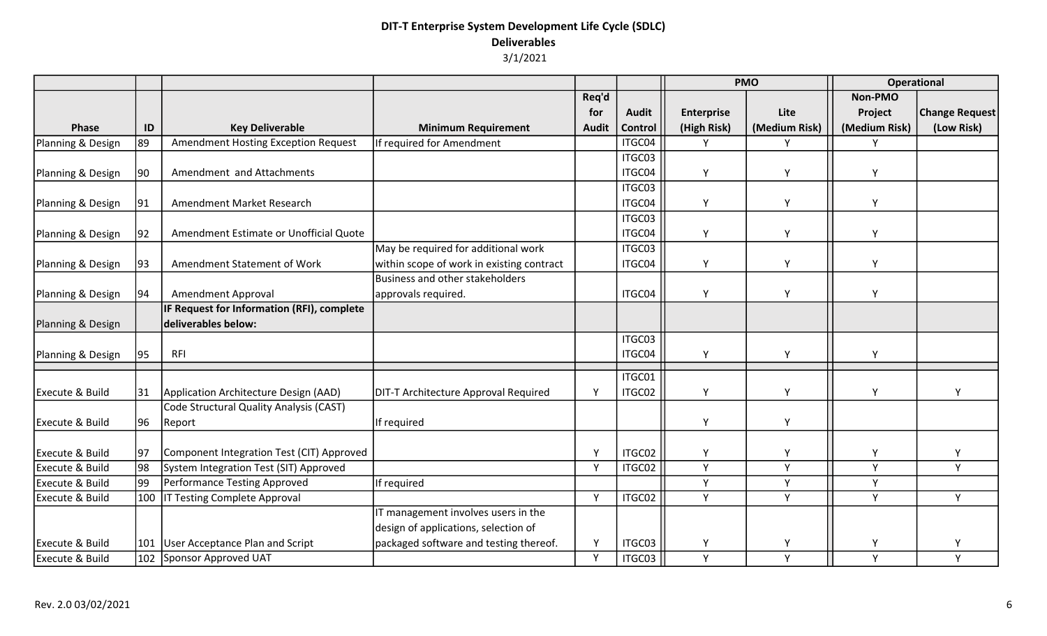# DIT-T Enterprise System Development Life Cycle (SDLC)

## Deliverables

3/1/2021

| | | | | | | PMO | | Operational | |
|---|---|---|---|---|---|---|---|---|---|
| **Phase** | **ID** | **Key Deliverable** | **Minimum Requirement** | **Req'd for Audit** | **Audit Control** | **Enterprise (High Risk)** | **Lite (Medium Risk)** | **Non-PMO Project (Medium Risk)** | **Change Request (Low Risk)** |
| Planning & Design | 89 | Amendment Hosting Exception Request | If required for Amendment | | ITGC04 | Y | Y | Y | |
| Planning & Design | 90 | Amendment and Attachments | | | ITGC03 ITGC04 | Y | Y | Y | |
| Planning & Design | 91 | Amendment Market Research | | | ITGC03 ITGC04 | Y | Y | Y | |
| Planning & Design | 92 | Amendment Estimate or Unofficial Quote | | | ITGC03 ITGC04 | Y | Y | Y | |
| Planning & Design | 93 | Amendment Statement of Work | May be required for additional work within scope of work in existing contract | | ITGC03 ITGC04 | Y | Y | Y | |
| Planning & Design | 94 | Amendment Approval | Business and other stakeholders approvals required. | | ITGC04 | Y | Y | Y | |
| Planning & Design | | **IF Request for Information (RFI), complete deliverables below:** | | | | | | | |
| Planning & Design | 95 | RFI | | | ITGC03 ITGC04 | Y | Y | Y | |
| | | | | | | | | | |
| Execute & Build | 31 | Application Architecture Design (AAD) | DIT-T Architecture Approval Required | Y | ITGC01 ITGC02 | Y | Y | Y | Y |
| Execute & Build | 96 | Code Structural Quality Analysis (CAST) Report | If required | | | Y | Y | | |
| Execute & Build | 97 | Component Integration Test (CIT) Approved | | Y | ITGC02 | Y | Y | Y | Y |
| Execute & Build | 98 | System Integration Test (SIT) Approved | | Y | ITGC02 | Y | Y | Y | Y |
| Execute & Build | 99 | Performance Testing Approved | If required | | | Y | Y | Y | |
| Execute & Build | 100 | IT Testing Complete Approval | | Y | ITGC02 | Y | Y | Y | Y |
| Execute & Build | 101 | User Acceptance Plan and Script | IT management involves users in the design of applications, selection of packaged software and testing thereof. | Y | ITGC03 | Y | Y | Y | Y |
| Execute & Build | 102 | Sponsor Approved UAT | | Y | ITGC03 | Y | Y | Y | Y |

Rev. 2.0 03/02/2021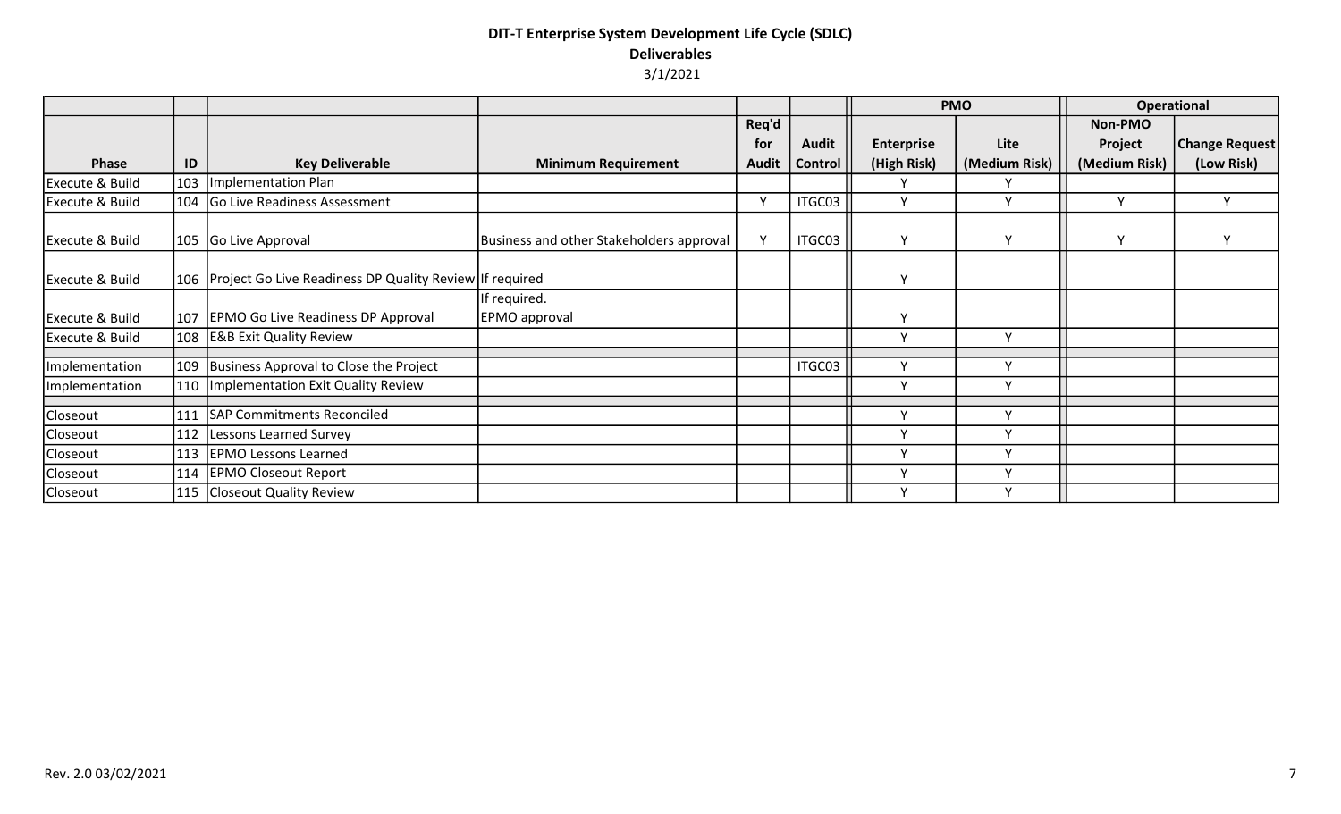**DIT-T Enterprise System Development Life Cycle (SDLC)**

**Deliverables**

3/1/2021

| | | | | | | PMO | | Operational | |
|---|---|---|---|---|---|---|---|---|---|
| **Phase** | **ID** | **Key Deliverable** | **Minimum Requirement** | **Req'd for Audit** | **Audit Control** | **Enterprise (High Risk)** | **Lite (Medium Risk)** | **Non-PMO Project (Medium Risk)** | **Change Request (Low Risk)** |
| Execute & Build | 103 | Implementation Plan | | | | Y | Y | | |
| Execute & Build | 104 | Go Live Readiness Assessment | | Y | ITGC03 | Y | Y | Y | Y |
| Execute & Build | 105 | Go Live Approval | Business and other Stakeholders approval | Y | ITGC03 | Y | Y | Y | Y |
| Execute & Build | 106 | Project Go Live Readiness DP Quality Review | If required | | | Y | | | |
| Execute & Build | 107 | EPMO Go Live Readiness DP Approval | If required. EPMO approval | | | Y | | | |
| Execute & Build | 108 | E&B Exit Quality Review | | | | Y | Y | | |
| | | | | | | | | | |
| Implementation | 109 | Business Approval to Close the Project | | | ITGC03 | Y | Y | | |
| Implementation | 110 | Implementation Exit Quality Review | | | | Y | Y | | |
| | | | | | | | | | |
| Closeout | 111 | SAP Commitments Reconciled | | | | Y | Y | | |
| Closeout | 112 | Lessons Learned Survey | | | | Y | Y | | |
| Closeout | 113 | EPMO Lessons Learned | | | | Y | Y | | |
| Closeout | 114 | EPMO Closeout Report | | | | Y | Y | | |
| Closeout | 115 | Closeout Quality Review | | | | Y | Y | | |

Rev. 2.0 03/02/2021